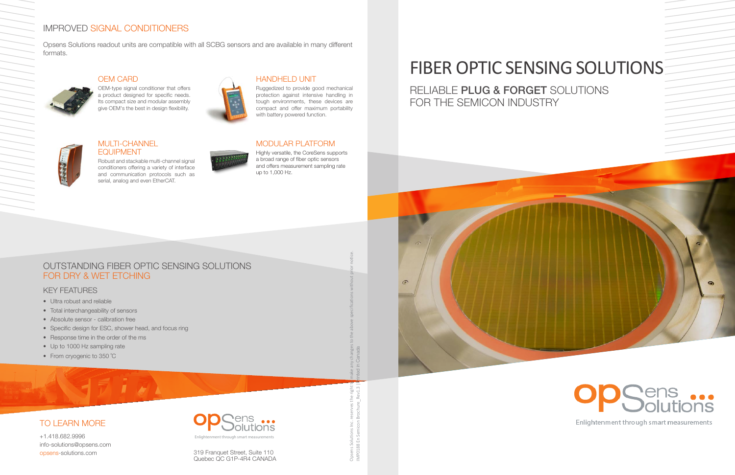# FIBER OPTIC SENSING SOLUTIONS

## RELIABLE **PLUG & FORGET** SOLUTIONS FOR THE SEMICON INDUSTRY

opSens Solutions

Enlightenment through smart measurements

## IMPROVED SIGNAL CONDITIONERS

Opsens Solutions readout units are compatible with all SCBG sensors and are available in many different formats.

### OEM CARD

OEM-type signal conditioner that offers a product designed for specific needs. Its compact size and modular assembly give OEM's the best in design flexibility.

### HANDHELD UNIT

Ruggedized to provide good mechanical protection against intensive handling in tough environments, these devices are compact and offer maximum portability with battery powered function.

### MULTI-CHANNEL EQUIPMENT

Robust and stackable multi-channel signal conditioners offering a variety of interface and communication protocols such as serial, analog and even EtherCAT.

### MODULAR PLATFORM

Highly versatile, the CoreSens supports a broad range of fiber optic sensors and offers measurement sampling rate up to 1,000 Hz.

## OUTSTANDING FIBER OPTIC SENSING SOLUTIONS FOR DRY & WET ETCHING

### KEY FEATURES

- Ultra robust and reliable
- Total interchangeability of sensors
- Absolute sensor - calibration free
- Specific design for ESC, shower head, and focus ring
- Response time in the order of the ms
- Up to 1000 Hz sampling rate
- From cryogenic to 350 °C

### TO LEARN MORE

+1.418.682.9996
info-solutions@opsens.com
opsens-solutions.com

opSens Solutions

Enlightenment through smart measurements

319 Franquet Street, Suite 110
Quebec QC G1P-4R4 CANADA

Opsens Solutions inc. reserves the right to make any changes to the above specifications without prior notice.
IMP0188 En Semicon Brochure_Rev1.3 | Printed in Canada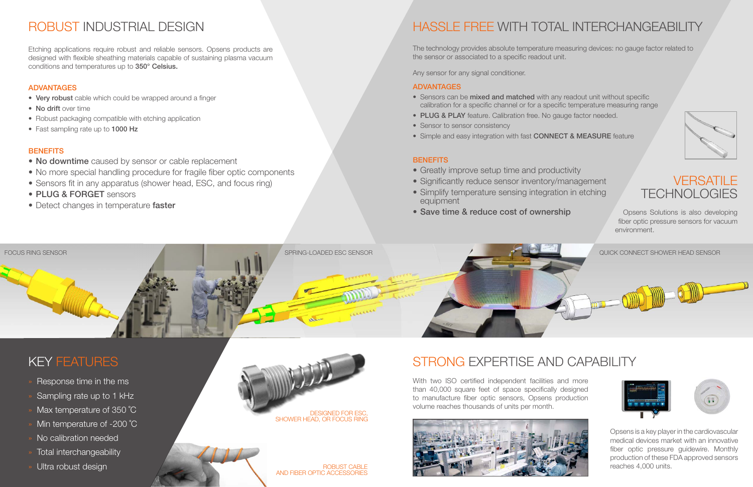## ROBUST INDUSTRIAL DESIGN

Etching applications require robust and reliable sensors. Opsens products are designed with flexible sheathing materials capable of sustaining plasma vacuum conditions and temperatures up to **350° Celsius.**

### ADVANTAGES

- **Very robust** cable which could be wrapped around a finger
- **No drift** over time
- Robust packaging compatible with etching application
- Fast sampling rate up to **1000 Hz**

### BENEFITS

- **No downtime** caused by sensor or cable replacement
- No more special handling procedure for fragile fiber optic components
- Sensors fit in any apparatus (shower head, ESC, and focus ring)
- **PLUG & FORGET** sensors
- Detect changes in temperature **faster**

## HASSLE FREE WITH TOTAL INTERCHANGEABILITY

The technology provides absolute temperature measuring devices: no gauge factor related to the sensor or associated to a specific readout unit.

Any sensor for any signal conditioner.

### ADVANTAGES

- Sensors can be **mixed and matched** with any readout unit without specific calibration for a specific channel or for a specific temperature measuring range
- **PLUG & PLAY** feature. Calibration free. No gauge factor needed.
- Sensor to sensor consistency
- Simple and easy integration with fast **CONNECT & MEASURE** feature

### BENEFITS

- Greatly improve setup time and productivity
- Significantly reduce sensor inventory/management
- Simplify temperature sensing integration in etching equipment
- **Save time & reduce cost of ownership**

## VERSATILE TECHNOLOGIES

Opsens Solutions is also developing fiber optic pressure sensors for vacuum environment.

FOCUS RING SENSOR

SPRING-LOADED ESC SENSOR

QUICK CONNECT SHOWER HEAD SENSOR

## KEY FEATURES

- Response time in the ms
- Sampling rate up to 1 kHz
- Max temperature of 350 ˚C
- Min temperature of -200 ˚C
- No calibration needed
- Total interchangeability
- Ultra robust design

DESIGNED FOR ESC, SHOWER HEAD, OR FOCUS RING

ROBUST CABLE AND FIBER OPTIC ACCESSORIES

## STRONG EXPERTISE AND CAPABILITY

With two ISO certified independent facilities and more than 40,000 square feet of space specifically designed to manufacture fiber optic sensors, Opsens production volume reaches thousands of units per month.

Opsens is a key player in the cardiovascular medical devices market with an innovative fiber optic pressure guidewire. Monthly production of these FDA approved sensors reaches 4,000 units.